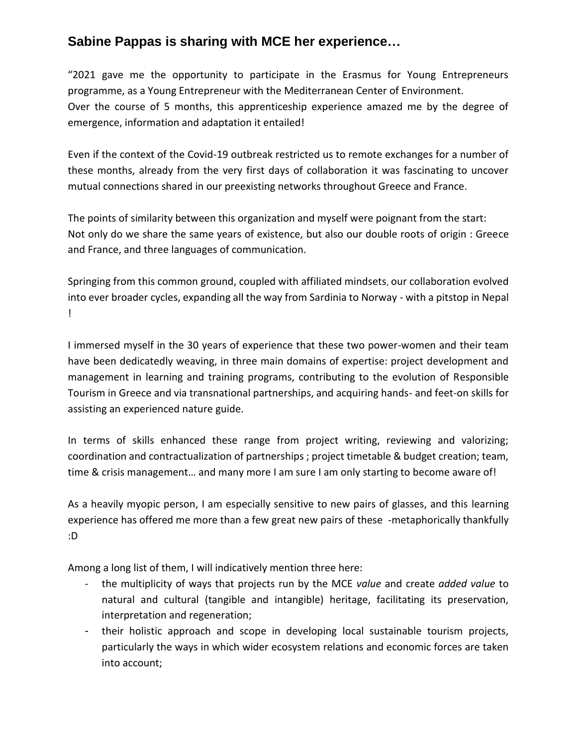# Sabine Pappas is sharing with MCE her experience…

"2021 gave me the opportunity to participate in the Erasmus for Young Entrepreneurs programme, as a Young Entrepreneur with the Mediterranean Center of Environment.
Over the course of 5 months, this apprenticeship experience amazed me by the degree of emergence, information and adaptation it entailed!

Even if the context of the Covid-19 outbreak restricted us to remote exchanges for a number of these months, already from the very first days of collaboration it was fascinating to uncover mutual connections shared in our preexisting networks throughout Greece and France.

The points of similarity between this organization and myself were poignant from the start:
Not only do we share the same years of existence, but also our double roots of origin : Greece and France, and three languages of communication.

Springing from this common ground, coupled with affiliated mindsets, our collaboration evolved into ever broader cycles, expanding all the way from Sardinia to Norway - with a pitstop in Nepal !

I immersed myself in the 30 years of experience that these two power-women and their team have been dedicatedly weaving, in three main domains of expertise: project development and management in learning and training programs, contributing to the evolution of Responsible Tourism in Greece and via transnational partnerships, and acquiring hands- and feet-on skills for assisting an experienced nature guide.

In terms of skills enhanced these range from project writing, reviewing and valorizing; coordination and contractualization of partnerships ; project timetable & budget creation; team, time & crisis management… and many more I am sure I am only starting to become aware of!

As a heavily myopic person, I am especially sensitive to new pairs of glasses, and this learning experience has offered me more than a few great new pairs of these -metaphorically thankfully :D

Among a long list of them, I will indicatively mention three here:

- the multiplicity of ways that projects run by the MCE *value* and create *added value* to natural and cultural (tangible and intangible) heritage, facilitating its preservation, interpretation and regeneration;
- their holistic approach and scope in developing local sustainable tourism projects, particularly the ways in which wider ecosystem relations and economic forces are taken into account;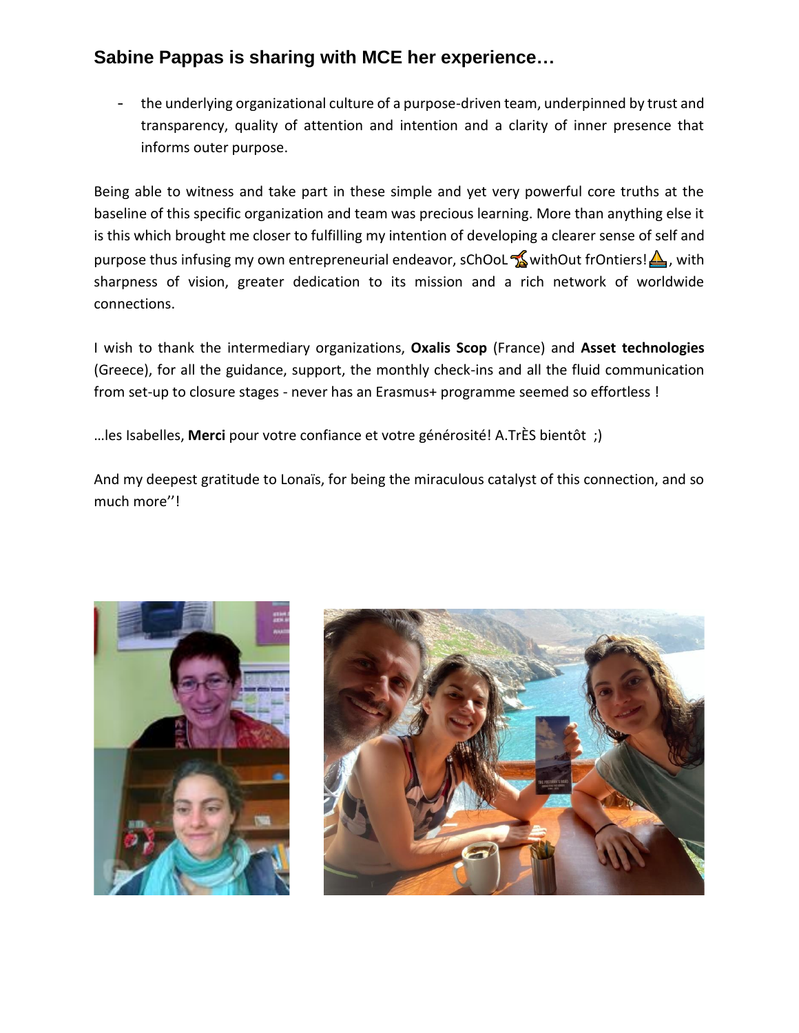## Sabine Pappas is sharing with MCE her experience…

- the underlying organizational culture of a purpose-driven team, underpinned by trust and transparency, quality of attention and intention and a clarity of inner presence that informs outer purpose.

Being able to witness and take part in these simple and yet very powerful core truths at the baseline of this specific organization and team was precious learning. More than anything else it is this which brought me closer to fulfilling my intention of developing a clearer sense of self and purpose thus infusing my own entrepreneurial endeavor, sChOoL withOut frOntiers!, with sharpness of vision, greater dedication to its mission and a rich network of worldwide connections.

I wish to thank the intermediary organizations, **Oxalis Scop** (France) and **Asset technologies** (Greece), for all the guidance, support, the monthly check-ins and all the fluid communication from set-up to closure stages - never has an Erasmus+ programme seemed so effortless !

…les Isabelles, **Merci** pour votre confiance et votre générosité! A.TrÈS bientôt ;)

And my deepest gratitude to Lonaïs, for being the miraculous catalyst of this connection, and so much more''!